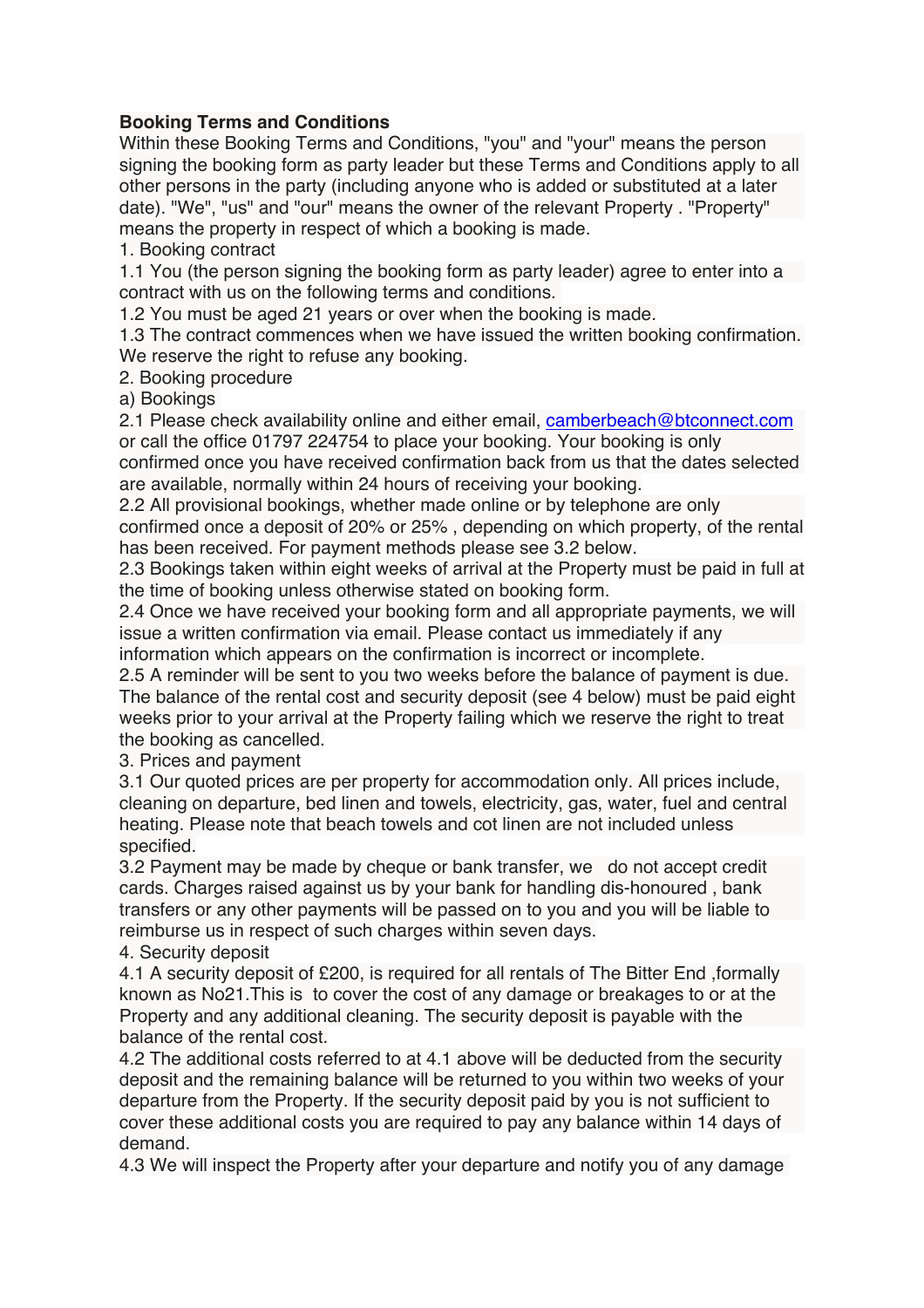**Booking Terms and Conditions**

Within these Booking Terms and Conditions, "you" and "your" means the person signing the booking form as party leader but these Terms and Conditions apply to all other persons in the party (including anyone who is added or substituted at a later date). "We", "us" and "our" means the owner of the relevant Property . "Property" means the property in respect of which a booking is made.

1. Booking contract

1.1 You (the person signing the booking form as party leader) agree to enter into a contract with us on the following terms and conditions.

1.2 You must be aged 21 years or over when the booking is made.

1.3 The contract commences when we have issued the written booking confirmation. We reserve the right to refuse any booking.

2. Booking procedure

a) Bookings

2.1 Please check availability online and either email, camberbeach@btconnect.com or call the office 01797 224754 to place your booking. Your booking is only confirmed once you have received confirmation back from us that the dates selected are available, normally within 24 hours of receiving your booking.

2.2 All provisional bookings, whether made online or by telephone are only confirmed once a deposit of 20% or 25% , depending on which property, of the rental has been received. For payment methods please see 3.2 below.

2.3 Bookings taken within eight weeks of arrival at the Property must be paid in full at the time of booking unless otherwise stated on booking form.

2.4 Once we have received your booking form and all appropriate payments, we will issue a written confirmation via email. Please contact us immediately if any information which appears on the confirmation is incorrect or incomplete.

2.5 A reminder will be sent to you two weeks before the balance of payment is due. The balance of the rental cost and security deposit (see 4 below) must be paid eight weeks prior to your arrival at the Property failing which we reserve the right to treat the booking as cancelled.

3. Prices and payment

3.1 Our quoted prices are per property for accommodation only. All prices include, cleaning on departure, bed linen and towels, electricity, gas, water, fuel and central heating. Please note that beach towels and cot linen are not included unless specified.

3.2 Payment may be made by cheque or bank transfer, we do not accept credit cards. Charges raised against us by your bank for handling dis-honoured , bank transfers or any other payments will be passed on to you and you will be liable to reimburse us in respect of such charges within seven days.

4. Security deposit

4.1 A security deposit of £200, is required for all rentals of The Bitter End ,formally known as No21.This is to cover the cost of any damage or breakages to or at the Property and any additional cleaning. The security deposit is payable with the balance of the rental cost.

4.2 The additional costs referred to at 4.1 above will be deducted from the security deposit and the remaining balance will be returned to you within two weeks of your departure from the Property. If the security deposit paid by you is not sufficient to cover these additional costs you are required to pay any balance within 14 days of demand.

4.3 We will inspect the Property after your departure and notify you of any damage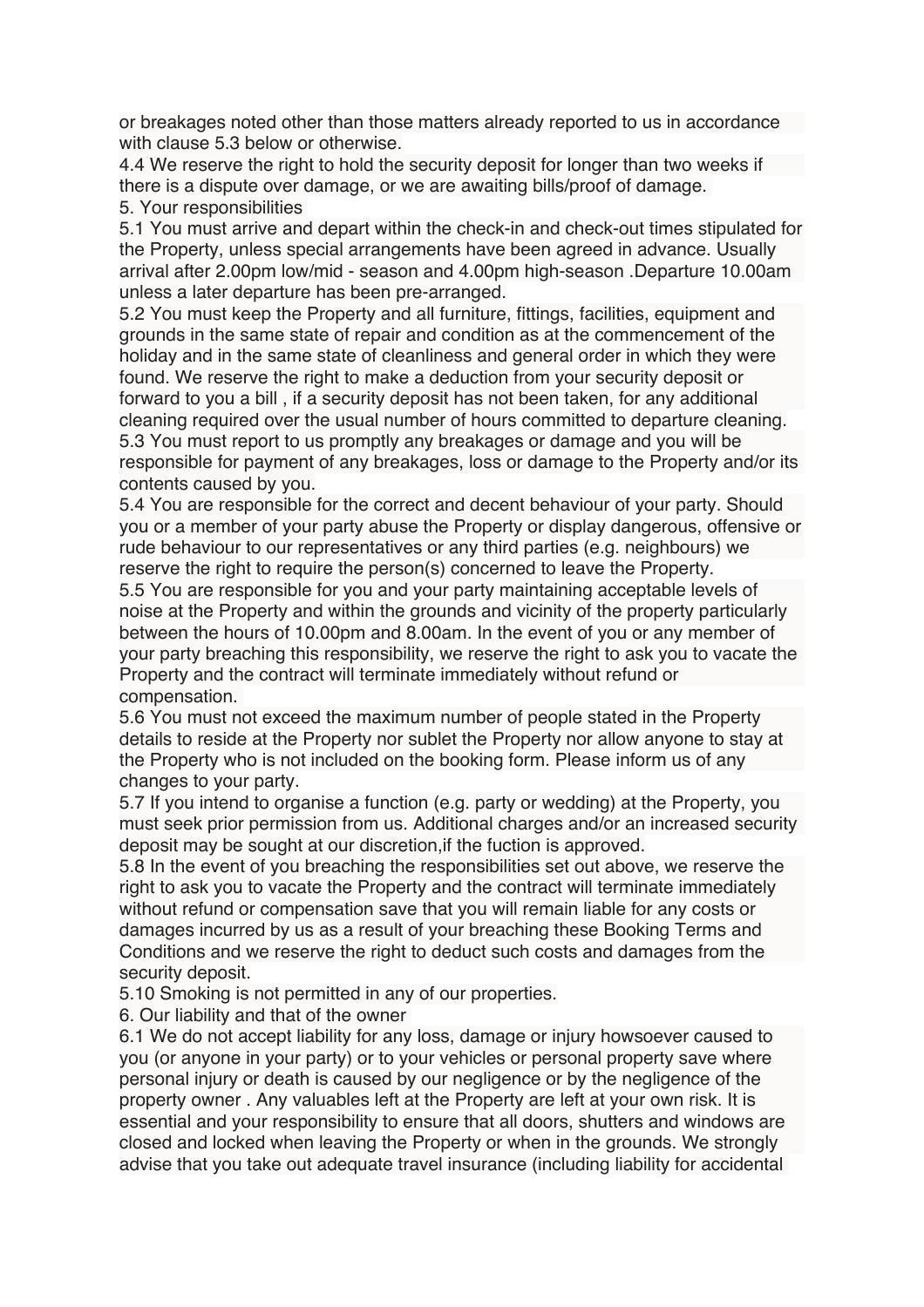or breakages noted other than those matters already reported to us in accordance with clause 5.3 below or otherwise.

4.4 We reserve the right to hold the security deposit for longer than two weeks if there is a dispute over damage, or we are awaiting bills/proof of damage.

5. Your responsibilities

5.1 You must arrive and depart within the check-in and check-out times stipulated for the Property, unless special arrangements have been agreed in advance. Usually arrival after 2.00pm low/mid - season and 4.00pm high-season .Departure 10.00am unless a later departure has been pre-arranged.

5.2 You must keep the Property and all furniture, fittings, facilities, equipment and grounds in the same state of repair and condition as at the commencement of the holiday and in the same state of cleanliness and general order in which they were found. We reserve the right to make a deduction from your security deposit or forward to you a bill , if a security deposit has not been taken, for any additional cleaning required over the usual number of hours committed to departure cleaning.

5.3 You must report to us promptly any breakages or damage and you will be responsible for payment of any breakages, loss or damage to the Property and/or its contents caused by you.

5.4 You are responsible for the correct and decent behaviour of your party. Should you or a member of your party abuse the Property or display dangerous, offensive or rude behaviour to our representatives or any third parties (e.g. neighbours) we reserve the right to require the person(s) concerned to leave the Property.

5.5 You are responsible for you and your party maintaining acceptable levels of noise at the Property and within the grounds and vicinity of the property particularly between the hours of 10.00pm and 8.00am. In the event of you or any member of your party breaching this responsibility, we reserve the right to ask you to vacate the Property and the contract will terminate immediately without refund or compensation.

5.6 You must not exceed the maximum number of people stated in the Property details to reside at the Property nor sublet the Property nor allow anyone to stay at the Property who is not included on the booking form. Please inform us of any changes to your party.

5.7 If you intend to organise a function (e.g. party or wedding) at the Property, you must seek prior permission from us. Additional charges and/or an increased security deposit may be sought at our discretion,if the fuction is approved.

5.8 In the event of you breaching the responsibilities set out above, we reserve the right to ask you to vacate the Property and the contract will terminate immediately without refund or compensation save that you will remain liable for any costs or damages incurred by us as a result of your breaching these Booking Terms and Conditions and we reserve the right to deduct such costs and damages from the security deposit.

5.10 Smoking is not permitted in any of our properties.

6. Our liability and that of the owner

6.1 We do not accept liability for any loss, damage or injury howsoever caused to you (or anyone in your party) or to your vehicles or personal property save where personal injury or death is caused by our negligence or by the negligence of the property owner . Any valuables left at the Property are left at your own risk. It is essential and your responsibility to ensure that all doors, shutters and windows are closed and locked when leaving the Property or when in the grounds. We strongly advise that you take out adequate travel insurance (including liability for accidental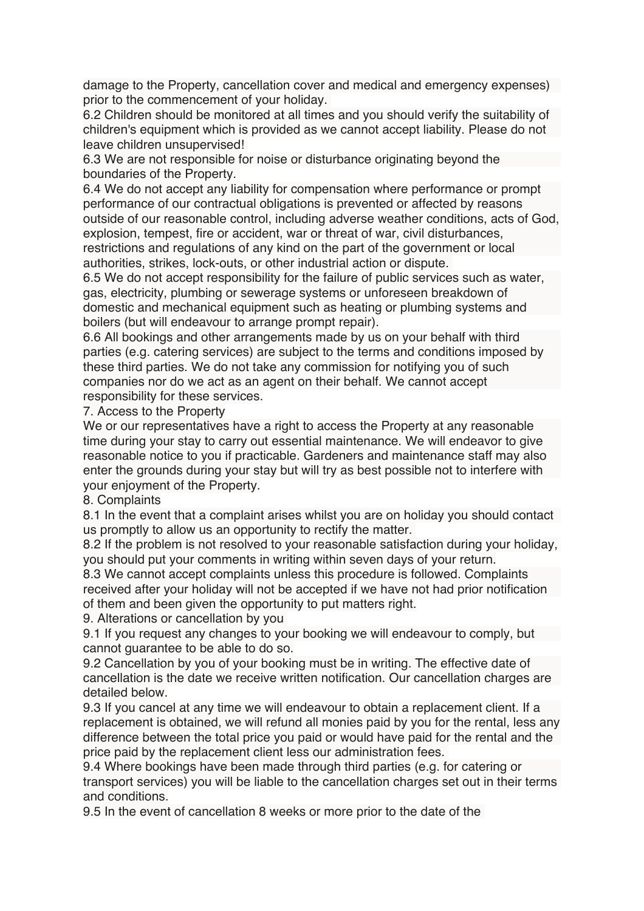damage to the Property, cancellation cover and medical and emergency expenses) prior to the commencement of your holiday.

6.2 Children should be monitored at all times and you should verify the suitability of children's equipment which is provided as we cannot accept liability. Please do not leave children unsupervised!

6.3 We are not responsible for noise or disturbance originating beyond the boundaries of the Property.

6.4 We do not accept any liability for compensation where performance or prompt performance of our contractual obligations is prevented or affected by reasons outside of our reasonable control, including adverse weather conditions, acts of God, explosion, tempest, fire or accident, war or threat of war, civil disturbances, restrictions and regulations of any kind on the part of the government or local authorities, strikes, lock-outs, or other industrial action or dispute.

6.5 We do not accept responsibility for the failure of public services such as water, gas, electricity, plumbing or sewerage systems or unforeseen breakdown of domestic and mechanical equipment such as heating or plumbing systems and boilers (but will endeavour to arrange prompt repair).

6.6 All bookings and other arrangements made by us on your behalf with third parties (e.g. catering services) are subject to the terms and conditions imposed by these third parties. We do not take any commission for notifying you of such companies nor do we act as an agent on their behalf. We cannot accept responsibility for these services.

## 7. Access to the Property

We or our representatives have a right to access the Property at any reasonable time during your stay to carry out essential maintenance. We will endeavor to give reasonable notice to you if practicable. Gardeners and maintenance staff may also enter the grounds during your stay but will try as best possible not to interfere with your enjoyment of the Property.

## 8. Complaints

8.1 In the event that a complaint arises whilst you are on holiday you should contact us promptly to allow us an opportunity to rectify the matter.

8.2 If the problem is not resolved to your reasonable satisfaction during your holiday, you should put your comments in writing within seven days of your return.

8.3 We cannot accept complaints unless this procedure is followed. Complaints received after your holiday will not be accepted if we have not had prior notification of them and been given the opportunity to put matters right.

## 9. Alterations or cancellation by you

9.1 If you request any changes to your booking we will endeavour to comply, but cannot guarantee to be able to do so.

9.2 Cancellation by you of your booking must be in writing. The effective date of cancellation is the date we receive written notification. Our cancellation charges are detailed below.

9.3 If you cancel at any time we will endeavour to obtain a replacement client. If a replacement is obtained, we will refund all monies paid by you for the rental, less any difference between the total price you paid or would have paid for the rental and the price paid by the replacement client less our administration fees.

9.4 Where bookings have been made through third parties (e.g. for catering or transport services) you will be liable to the cancellation charges set out in their terms and conditions.

9.5 In the event of cancellation 8 weeks or more prior to the date of the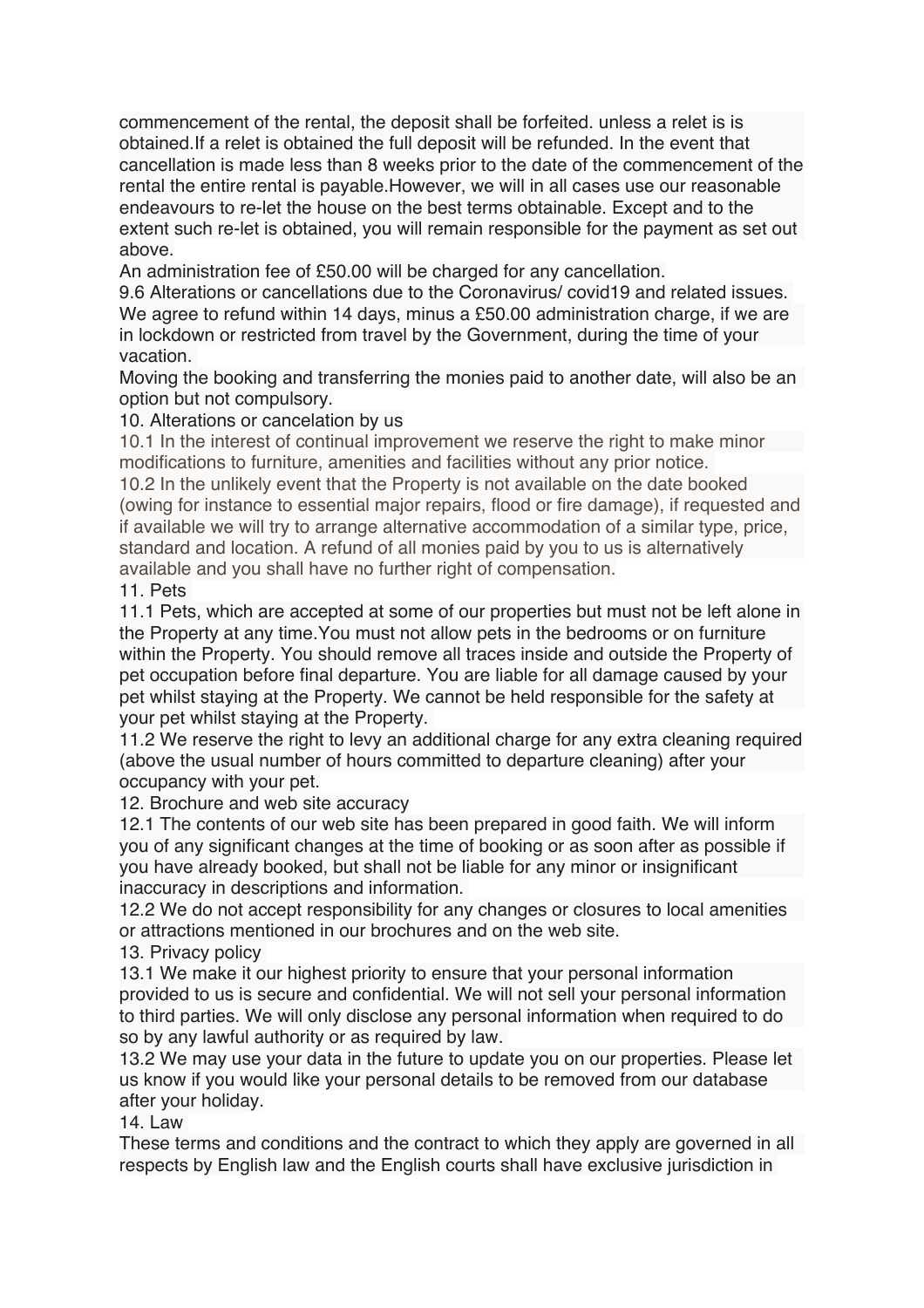commencement of the rental, the deposit shall be forfeited. unless a relet is is obtained.If a relet is obtained the full deposit will be refunded. In the event that cancellation is made less than 8 weeks prior to the date of the commencement of the rental the entire rental is payable.However, we will in all cases use our reasonable endeavours to re-let the house on the best terms obtainable. Except and to the extent such re-let is obtained, you will remain responsible for the payment as set out above.

An administration fee of £50.00 will be charged for any cancellation.

9.6 Alterations or cancellations due to the Coronavirus/ covid19 and related issues.

We agree to refund within 14 days, minus a £50.00 administration charge, if we are in lockdown or restricted from travel by the Government, during the time of your vacation.

Moving the booking and transferring the monies paid to another date, will also be an option but not compulsory.

10. Alterations or cancelation by us

10.1 In the interest of continual improvement we reserve the right to make minor modifications to furniture, amenities and facilities without any prior notice.

10.2 In the unlikely event that the Property is not available on the date booked (owing for instance to essential major repairs, flood or fire damage), if requested and if available we will try to arrange alternative accommodation of a similar type, price, standard and location. A refund of all monies paid by you to us is alternatively available and you shall have no further right of compensation.

11. Pets

11.1 Pets, which are accepted at some of our properties but must not be left alone in the Property at any time.You must not allow pets in the bedrooms or on furniture within the Property. You should remove all traces inside and outside the Property of pet occupation before final departure. You are liable for all damage caused by your pet whilst staying at the Property. We cannot be held responsible for the safety at your pet whilst staying at the Property.

11.2 We reserve the right to levy an additional charge for any extra cleaning required (above the usual number of hours committed to departure cleaning) after your occupancy with your pet.

12. Brochure and web site accuracy

12.1 The contents of our web site has been prepared in good faith. We will inform you of any significant changes at the time of booking or as soon after as possible if you have already booked, but shall not be liable for any minor or insignificant inaccuracy in descriptions and information.

12.2 We do not accept responsibility for any changes or closures to local amenities or attractions mentioned in our brochures and on the web site.

13. Privacy policy

13.1 We make it our highest priority to ensure that your personal information provided to us is secure and confidential. We will not sell your personal information to third parties. We will only disclose any personal information when required to do so by any lawful authority or as required by law.

13.2 We may use your data in the future to update you on our properties. Please let us know if you would like your personal details to be removed from our database after your holiday.

14. Law

These terms and conditions and the contract to which they apply are governed in all respects by English law and the English courts shall have exclusive jurisdiction in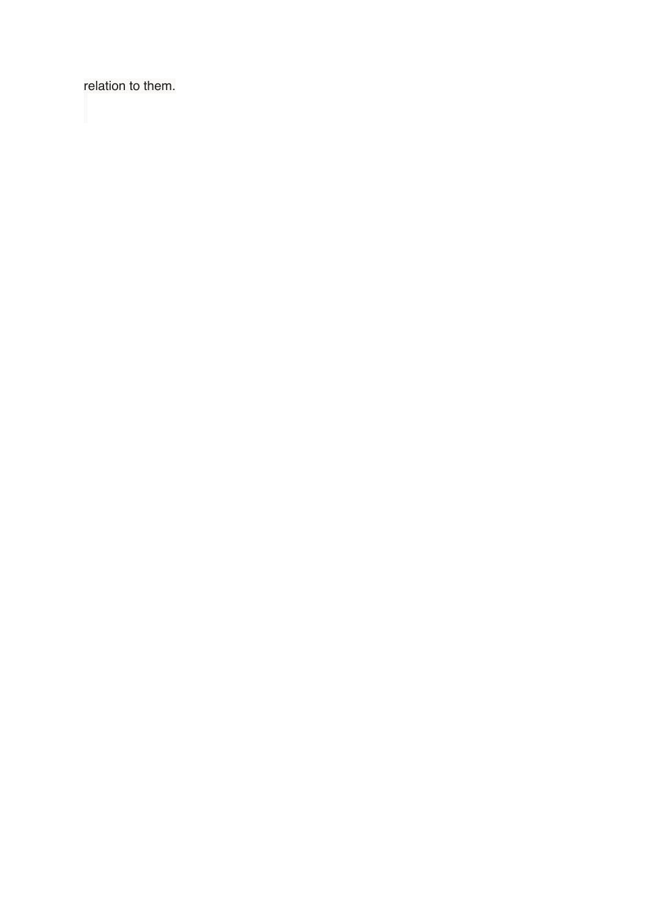relation to them.